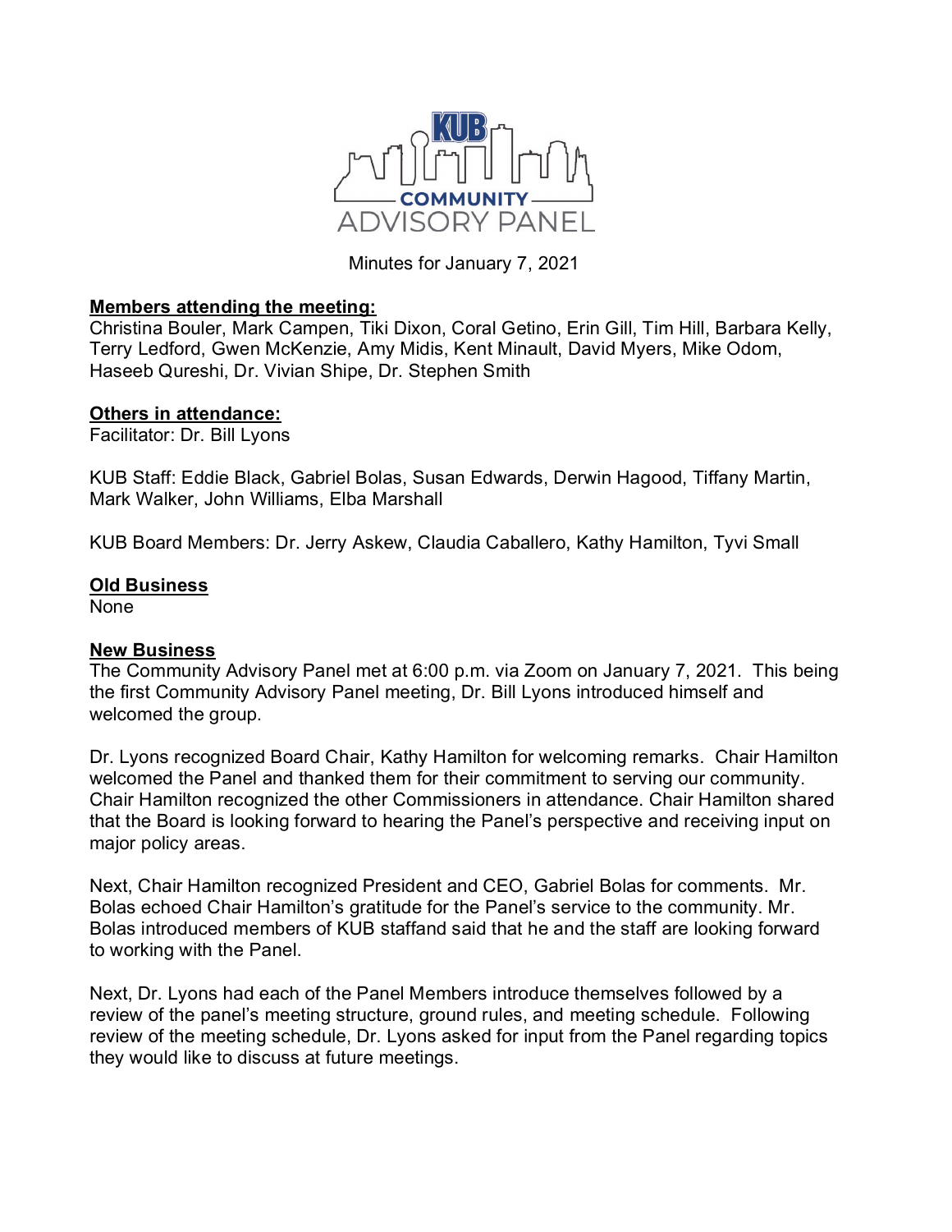KUB COMMUNITY ADVISORY PANEL

Minutes for January 7, 2021

**Members attending the meeting:**
Christina Bouler, Mark Campen, Tiki Dixon, Coral Getino, Erin Gill, Tim Hill, Barbara Kelly, Terry Ledford, Gwen McKenzie, Amy Midis, Kent Minault, David Myers, Mike Odom, Haseeb Qureshi, Dr. Vivian Shipe, Dr. Stephen Smith

**Others in attendance:**
Facilitator: Dr. Bill Lyons

KUB Staff: Eddie Black, Gabriel Bolas, Susan Edwards, Derwin Hagood, Tiffany Martin, Mark Walker, John Williams, Elba Marshall

KUB Board Members: Dr. Jerry Askew, Claudia Caballero, Kathy Hamilton, Tyvi Small

**Old Business**
None

**New Business**
The Community Advisory Panel met at 6:00 p.m. via Zoom on January 7, 2021. This being the first Community Advisory Panel meeting, Dr. Bill Lyons introduced himself and welcomed the group.

Dr. Lyons recognized Board Chair, Kathy Hamilton for welcoming remarks. Chair Hamilton welcomed the Panel and thanked them for their commitment to serving our community. Chair Hamilton recognized the other Commissioners in attendance. Chair Hamilton shared that the Board is looking forward to hearing the Panel's perspective and receiving input on major policy areas.

Next, Chair Hamilton recognized President and CEO, Gabriel Bolas for comments. Mr. Bolas echoed Chair Hamilton's gratitude for the Panel's service to the community. Mr. Bolas introduced members of KUB staffand said that he and the staff are looking forward to working with the Panel.

Next, Dr. Lyons had each of the Panel Members introduce themselves followed by a review of the panel's meeting structure, ground rules, and meeting schedule. Following review of the meeting schedule, Dr. Lyons asked for input from the Panel regarding topics they would like to discuss at future meetings.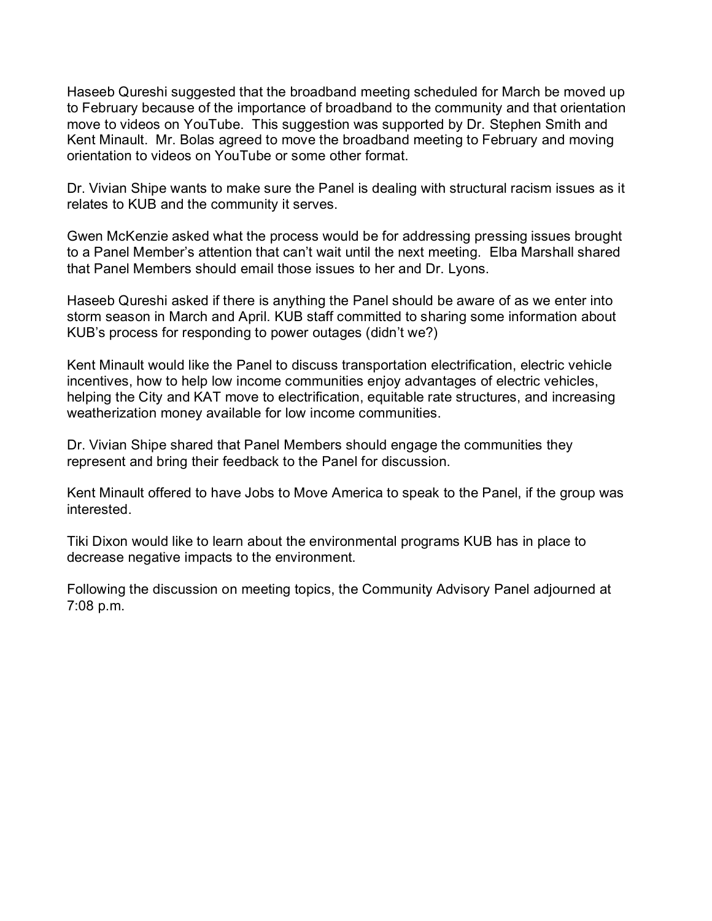Haseeb Qureshi suggested that the broadband meeting scheduled for March be moved up to February because of the importance of broadband to the community and that orientation move to videos on YouTube. This suggestion was supported by Dr. Stephen Smith and Kent Minault. Mr. Bolas agreed to move the broadband meeting to February and moving orientation to videos on YouTube or some other format.

Dr. Vivian Shipe wants to make sure the Panel is dealing with structural racism issues as it relates to KUB and the community it serves.

Gwen McKenzie asked what the process would be for addressing pressing issues brought to a Panel Member's attention that can't wait until the next meeting. Elba Marshall shared that Panel Members should email those issues to her and Dr. Lyons.

Haseeb Qureshi asked if there is anything the Panel should be aware of as we enter into storm season in March and April. KUB staff committed to sharing some information about KUB's process for responding to power outages (didn't we?)

Kent Minault would like the Panel to discuss transportation electrification, electric vehicle incentives, how to help low income communities enjoy advantages of electric vehicles, helping the City and KAT move to electrification, equitable rate structures, and increasing weatherization money available for low income communities.

Dr. Vivian Shipe shared that Panel Members should engage the communities they represent and bring their feedback to the Panel for discussion.

Kent Minault offered to have Jobs to Move America to speak to the Panel, if the group was interested.

Tiki Dixon would like to learn about the environmental programs KUB has in place to decrease negative impacts to the environment.

Following the discussion on meeting topics, the Community Advisory Panel adjourned at 7:08 p.m.